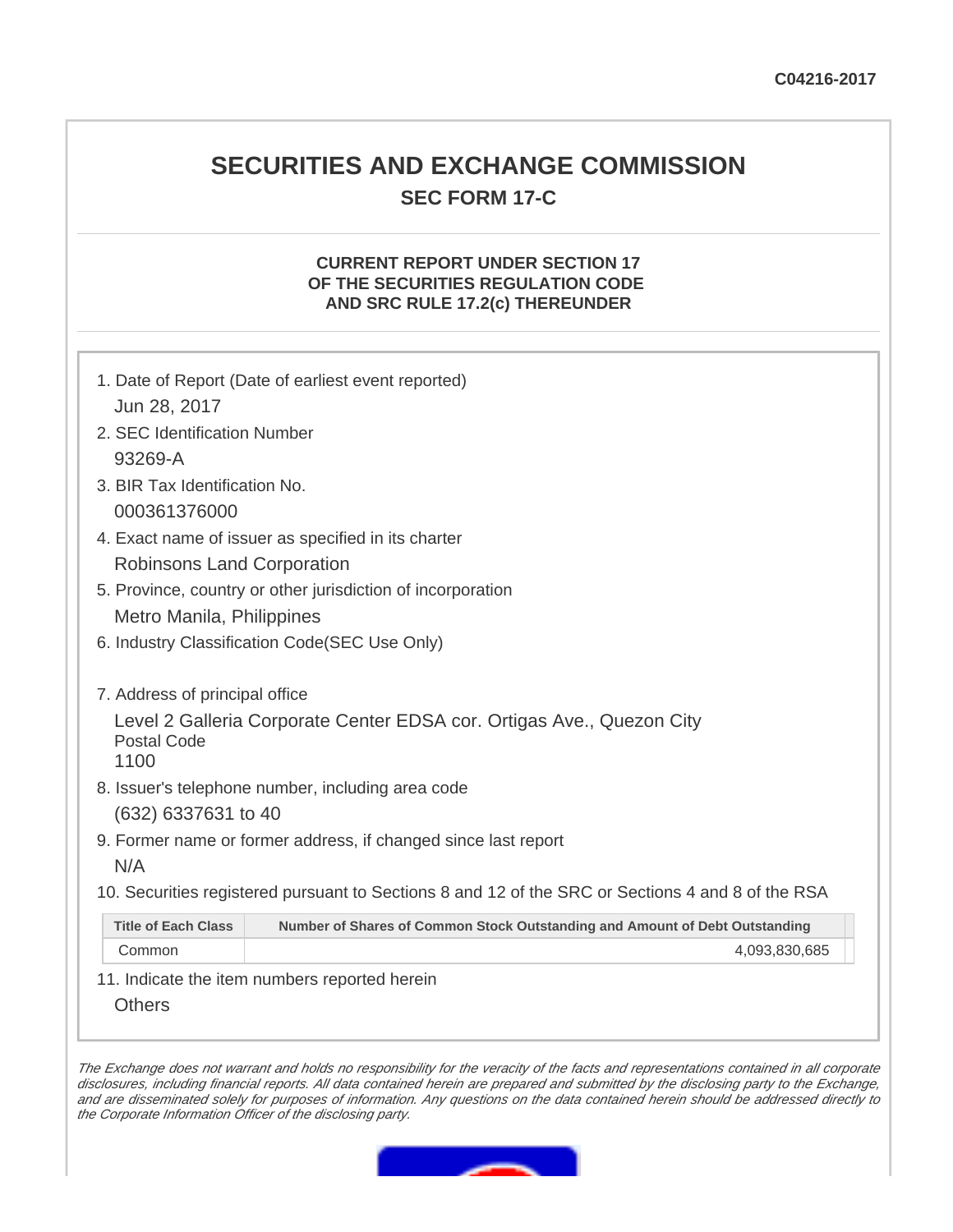C04216-2017

# SECURITIES AND EXCHANGE COMMISSION

## SEC FORM 17-C

### CURRENT REPORT UNDER SECTION 17 OF THE SECURITIES REGULATION CODE AND SRC RULE 17.2(c) THEREUNDER

1. Date of Report (Date of earliest event reported)
   Jun 28, 2017
2. SEC Identification Number
   93269-A
3. BIR Tax Identification No.
   000361376000
4. Exact name of issuer as specified in its charter
   Robinsons Land Corporation
5. Province, country or other jurisdiction of incorporation
   Metro Manila, Philippines
6. Industry Classification Code(SEC Use Only)

7. Address of principal office
   Level 2 Galleria Corporate Center EDSA cor. Ortigas Ave., Quezon City
   Postal Code
   1100
8. Issuer's telephone number, including area code
   (632) 6337631 to 40
9. Former name or former address, if changed since last report
   N/A
10. Securities registered pursuant to Sections 8 and 12 of the SRC or Sections 4 and 8 of the RSA

| Title of Each Class | Number of Shares of Common Stock Outstanding and Amount of Debt Outstanding |
|---|---|
| Common | 4,093,830,685 |

11. Indicate the item numbers reported herein
    Others

*The Exchange does not warrant and holds no responsibility for the veracity of the facts and representations contained in all corporate disclosures, including financial reports. All data contained herein are prepared and submitted by the disclosing party to the Exchange, and are disseminated solely for purposes of information. Any questions on the data contained herein should be addressed directly to the Corporate Information Officer of the disclosing party.*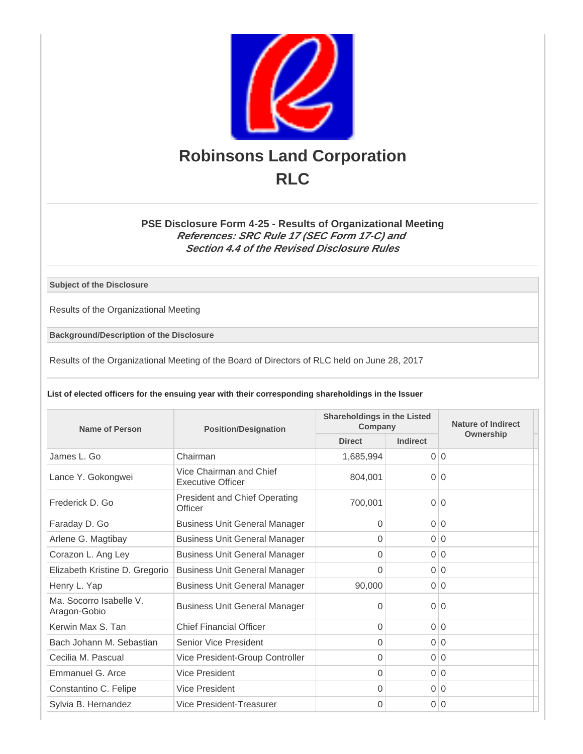# Robinsons Land Corporation
# RLC

### PSE Disclosure Form 4-25 - Results of Organizational Meeting
***References: SRC Rule 17 (SEC Form 17-C) and Section 4.4 of the Revised Disclosure Rules***

**Subject of the Disclosure**

Results of the Organizational Meeting

**Background/Description of the Disclosure**

Results of the Organizational Meeting of the Board of Directors of RLC held on June 28, 2017

**List of elected officers for the ensuing year with their corresponding shareholdings in the Issuer**

| Name of Person | Position/Designation | Shareholdings in the Listed Company | | Nature of Indirect Ownership |
|---|---|---|---|---|
| | | Direct | Indirect | |
| James L. Go | Chairman | 1,685,994 | 0 | 0 |
| Lance Y. Gokongwei | Vice Chairman and Chief Executive Officer | 804,001 | 0 | 0 |
| Frederick D. Go | President and Chief Operating Officer | 700,001 | 0 | 0 |
| Faraday D. Go | Business Unit General Manager | 0 | 0 | 0 |
| Arlene G. Magtibay | Business Unit General Manager | 0 | 0 | 0 |
| Corazon L. Ang Ley | Business Unit General Manager | 0 | 0 | 0 |
| Elizabeth Kristine D. Gregorio | Business Unit General Manager | 0 | 0 | 0 |
| Henry L. Yap | Business Unit General Manager | 90,000 | 0 | 0 |
| Ma. Socorro Isabelle V. Aragon-Gobio | Business Unit General Manager | 0 | 0 | 0 |
| Kerwin Max S. Tan | Chief Financial Officer | 0 | 0 | 0 |
| Bach Johann M. Sebastian | Senior Vice President | 0 | 0 | 0 |
| Cecilia M. Pascual | Vice President-Group Controller | 0 | 0 | 0 |
| Emmanuel G. Arce | Vice President | 0 | 0 | 0 |
| Constantino C. Felipe | Vice President | 0 | 0 | 0 |
| Sylvia B. Hernandez | Vice President-Treasurer | 0 | 0 | 0 |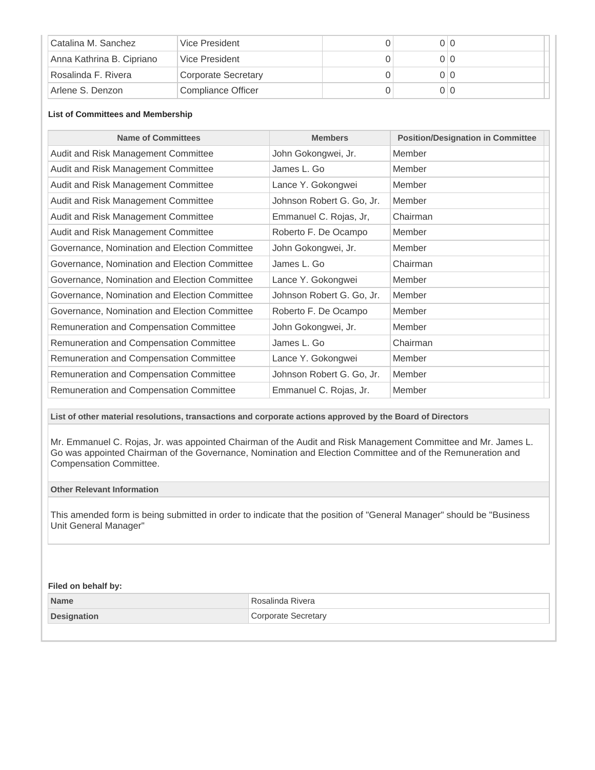| | | | | |
|---|---|---|---|---|
| Catalina M. Sanchez | Vice President | 0 | 0 | 0 |
| Anna Kathrina B. Cipriano | Vice President | 0 | 0 | 0 |
| Rosalinda F. Rivera | Corporate Secretary | 0 | 0 | 0 |
| Arlene S. Denzon | Compliance Officer | 0 | 0 | 0 |

**List of Committees and Membership**

| Name of Committees | Members | Position/Designation in Committee |
|---|---|---|
| Audit and Risk Management Committee | John Gokongwei, Jr. | Member |
| Audit and Risk Management Committee | James L. Go | Member |
| Audit and Risk Management Committee | Lance Y. Gokongwei | Member |
| Audit and Risk Management Committee | Johnson Robert G. Go, Jr. | Member |
| Audit and Risk Management Committee | Emmanuel C. Rojas, Jr, | Chairman |
| Audit and Risk Management Committee | Roberto F. De Ocampo | Member |
| Governance, Nomination and Election Committee | John Gokongwei, Jr. | Member |
| Governance, Nomination and Election Committee | James L. Go | Chairman |
| Governance, Nomination and Election Committee | Lance Y. Gokongwei | Member |
| Governance, Nomination and Election Committee | Johnson Robert G. Go, Jr. | Member |
| Governance, Nomination and Election Committee | Roberto F. De Ocampo | Member |
| Remuneration and Compensation Committee | John Gokongwei, Jr. | Member |
| Remuneration and Compensation Committee | James L. Go | Chairman |
| Remuneration and Compensation Committee | Lance Y. Gokongwei | Member |
| Remuneration and Compensation Committee | Johnson Robert G. Go, Jr. | Member |
| Remuneration and Compensation Committee | Emmanuel C. Rojas, Jr. | Member |

**List of other material resolutions, transactions and corporate actions approved by the Board of Directors**

Mr. Emmanuel C. Rojas, Jr. was appointed Chairman of the Audit and Risk Management Committee and Mr. James L. Go was appointed Chairman of the Governance, Nomination and Election Committee and of the Remuneration and Compensation Committee.

**Other Relevant Information**

This amended form is being submitted in order to indicate that the position of "General Manager" should be "Business Unit General Manager"

**Filed on behalf by:**

| | |
|---|---|
| **Name** | Rosalinda Rivera |
| **Designation** | Corporate Secretary |